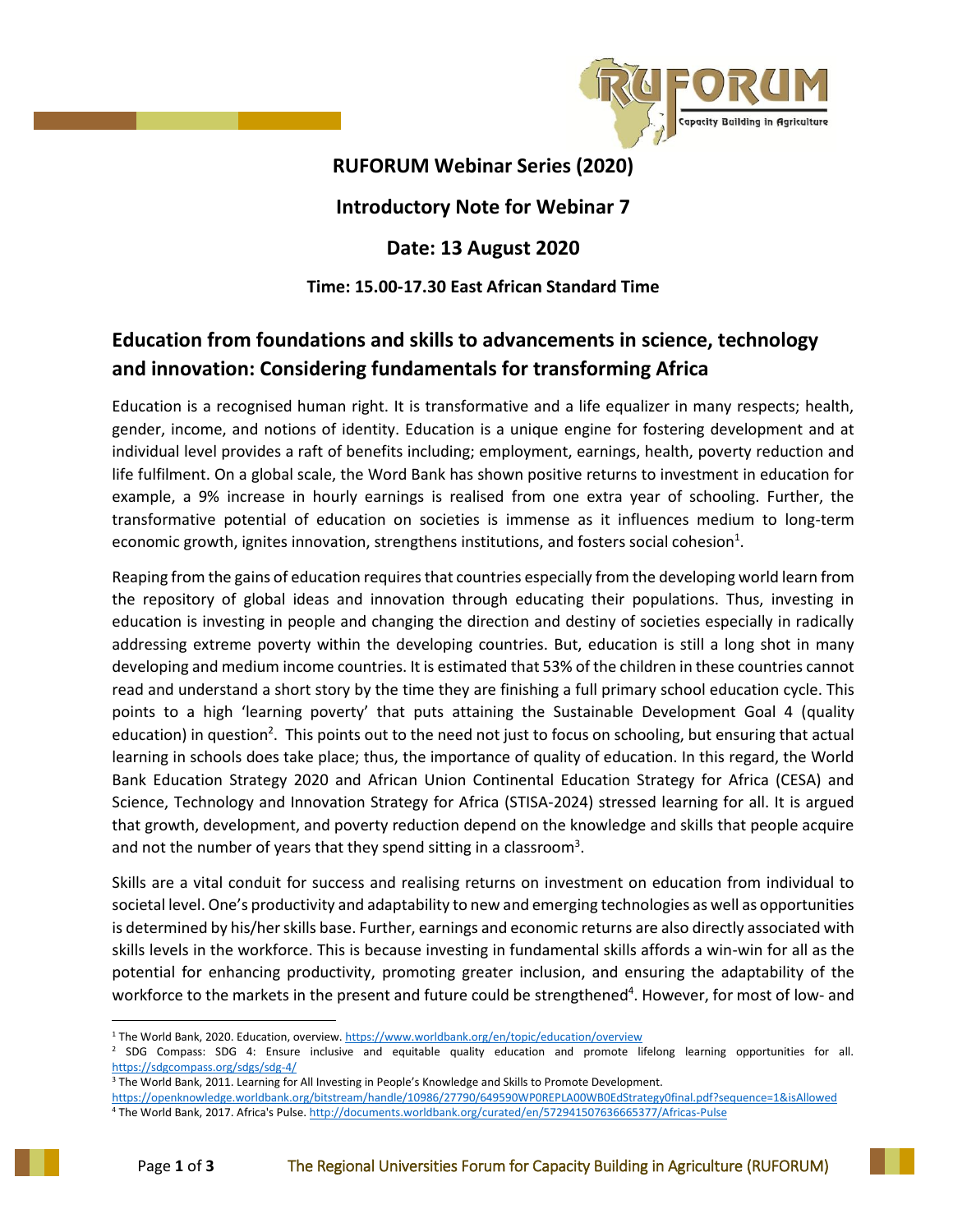**RUFORUM Webinar Series (2020)**

**Introductory Note for Webinar 7**

**Date: 13 August 2020**

**Time: 15.00-17.30 East African Standard Time**

## Education from foundations and skills to advancements in science, technology and innovation: Considering fundamentals for transforming Africa

Education is a recognised human right. It is transformative and a life equalizer in many respects; health, gender, income, and notions of identity. Education is a unique engine for fostering development and at individual level provides a raft of benefits including; employment, earnings, health, poverty reduction and life fulfilment. On a global scale, the Word Bank has shown positive returns to investment in education for example, a 9% increase in hourly earnings is realised from one extra year of schooling. Further, the transformative potential of education on societies is immense as it influences medium to long-term economic growth, ignites innovation, strengthens institutions, and fosters social cohesion[1].

Reaping from the gains of education requires that countries especially from the developing world learn from the repository of global ideas and innovation through educating their populations. Thus, investing in education is investing in people and changing the direction and destiny of societies especially in radically addressing extreme poverty within the developing countries. But, education is still a long shot in many developing and medium income countries. It is estimated that 53% of the children in these countries cannot read and understand a short story by the time they are finishing a full primary school education cycle. This points to a high 'learning poverty' that puts attaining the Sustainable Development Goal 4 (quality education) in question[2]. This points out to the need not just to focus on schooling, but ensuring that actual learning in schools does take place; thus, the importance of quality of education. In this regard, the World Bank Education Strategy 2020 and African Union Continental Education Strategy for Africa (CESA) and Science, Technology and Innovation Strategy for Africa (STISA-2024) stressed learning for all. It is argued that growth, development, and poverty reduction depend on the knowledge and skills that people acquire and not the number of years that they spend sitting in a classroom[3].

Skills are a vital conduit for success and realising returns on investment on education from individual to societal level. One's productivity and adaptability to new and emerging technologies as well as opportunities is determined by his/her skills base. Further, earnings and economic returns are also directly associated with skills levels in the workforce. This is because investing in fundamental skills affords a win-win for all as the potential for enhancing productivity, promoting greater inclusion, and ensuring the adaptability of the workforce to the markets in the present and future could be strengthened[4]. However, for most of low- and

---

[1] The World Bank, 2020. Education, overview. https://www.worldbank.org/en/topic/education/overview

[2] SDG Compass: SDG 4: Ensure inclusive and equitable quality education and promote lifelong learning opportunities for all. https://sdgcompass.org/sdgs/sdg-4/

[3] The World Bank, 2011. Learning for All Investing in People's Knowledge and Skills to Promote Development. https://openknowledge.worldbank.org/bitstream/handle/10986/27790/649590WP0REPLA00WB0EdStrategy0final.pdf?sequence=1&isAllowed

[4] The World Bank, 2017. Africa's Pulse. http://documents.worldbank.org/curated/en/572941507636665377/Africas-Pulse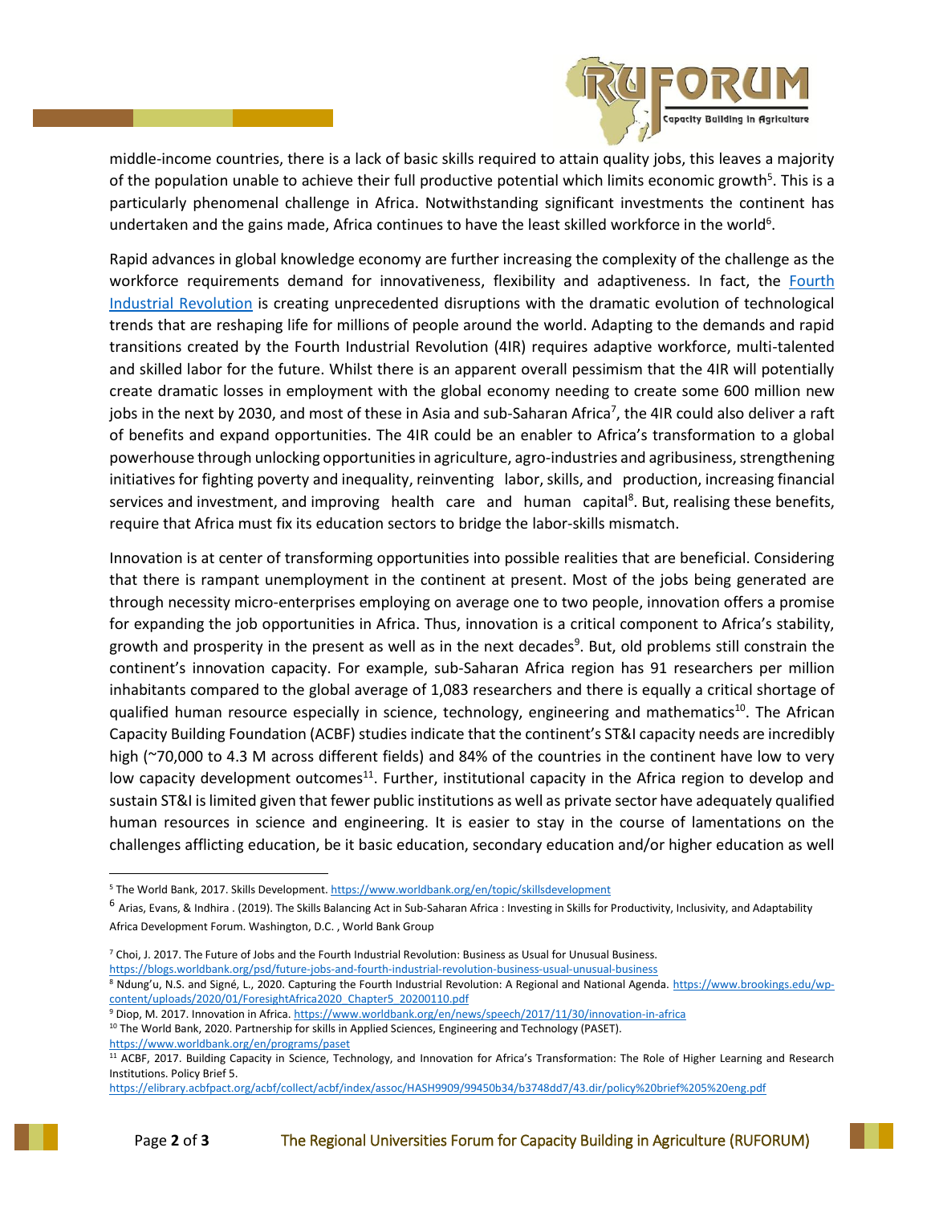middle-income countries, there is a lack of basic skills required to attain quality jobs, this leaves a majority of the population unable to achieve their full productive potential which limits economic growth[5]. This is a particularly phenomenal challenge in Africa. Notwithstanding significant investments the continent has undertaken and the gains made, Africa continues to have the least skilled workforce in the world[6].

Rapid advances in global knowledge economy are further increasing the complexity of the challenge as the workforce requirements demand for innovativeness, flexibility and adaptiveness. In fact, the Fourth Industrial Revolution is creating unprecedented disruptions with the dramatic evolution of technological trends that are reshaping life for millions of people around the world. Adapting to the demands and rapid transitions created by the Fourth Industrial Revolution (4IR) requires adaptive workforce, multi-talented and skilled labor for the future. Whilst there is an apparent overall pessimism that the 4IR will potentially create dramatic losses in employment with the global economy needing to create some 600 million new jobs in the next by 2030, and most of these in Asia and sub-Saharan Africa[7], the 4IR could also deliver a raft of benefits and expand opportunities. The 4IR could be an enabler to Africa's transformation to a global powerhouse through unlocking opportunities in agriculture, agro-industries and agribusiness, strengthening initiatives for fighting poverty and inequality, reinventing labor, skills, and production, increasing financial services and investment, and improving health care and human capital[8]. But, realising these benefits, require that Africa must fix its education sectors to bridge the labor-skills mismatch.

Innovation is at center of transforming opportunities into possible realities that are beneficial. Considering that there is rampant unemployment in the continent at present. Most of the jobs being generated are through necessity micro-enterprises employing on average one to two people, innovation offers a promise for expanding the job opportunities in Africa. Thus, innovation is a critical component to Africa's stability, growth and prosperity in the present as well as in the next decades[9]. But, old problems still constrain the continent's innovation capacity. For example, sub-Saharan Africa region has 91 researchers per million inhabitants compared to the global average of 1,083 researchers and there is equally a critical shortage of qualified human resource especially in science, technology, engineering and mathematics[10]. The African Capacity Building Foundation (ACBF) studies indicate that the continent's ST&I capacity needs are incredibly high (~70,000 to 4.3 M across different fields) and 84% of the countries in the continent have low to very low capacity development outcomes[11]. Further, institutional capacity in the Africa region to develop and sustain ST&I is limited given that fewer public institutions as well as private sector have adequately qualified human resources in science and engineering. It is easier to stay in the course of lamentations on the challenges afflicting education, be it basic education, secondary education and/or higher education as well

---

[5] The World Bank, 2017. Skills Development. https://www.worldbank.org/en/topic/skillsdevelopment

[6] Arias, Evans, & Indhira . (2019). The Skills Balancing Act in Sub-Saharan Africa : Investing in Skills for Productivity, Inclusivity, and Adaptability Africa Development Forum. Washington, D.C. , World Bank Group

[7] Choi, J. 2017. The Future of Jobs and the Fourth Industrial Revolution: Business as Usual for Unusual Business. https://blogs.worldbank.org/psd/future-jobs-and-fourth-industrial-revolution-business-usual-unusual-business

[8] Ndung'u, N.S. and Signé, L., 2020. Capturing the Fourth Industrial Revolution: A Regional and National Agenda. https://www.brookings.edu/wp-content/uploads/2020/01/ForesightAfrica2020_Chapter5_20200110.pdf

[9] Diop, M. 2017. Innovation in Africa. https://www.worldbank.org/en/news/speech/2017/11/30/innovation-in-africa

[10] The World Bank, 2020. Partnership for skills in Applied Sciences, Engineering and Technology (PASET). https://www.worldbank.org/en/programs/paset

[11] ACBF, 2017. Building Capacity in Science, Technology, and Innovation for Africa's Transformation: The Role of Higher Learning and Research Institutions. Policy Brief 5. https://elibrary.acbfpact.org/acbf/collect/acbf/index/assoc/HASH9909/99450b34/b3748dd7/43.dir/policy%20brief%205%20eng.pdf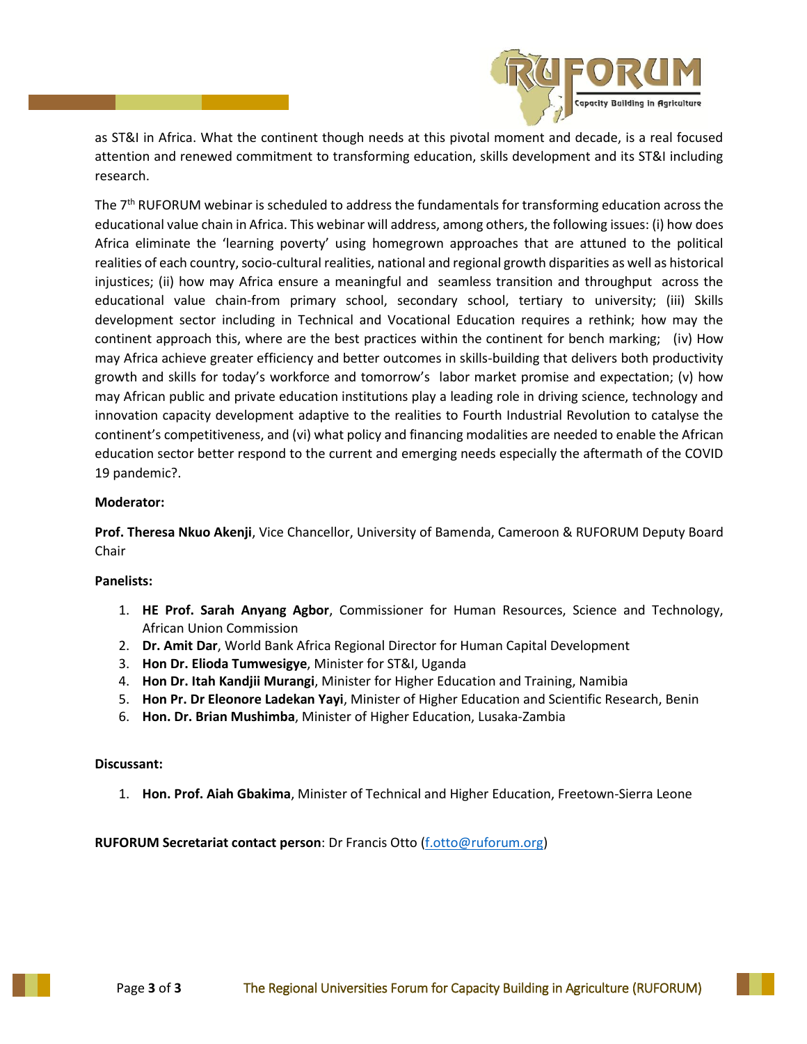as ST&I in Africa. What the continent though needs at this pivotal moment and decade, is a real focused attention and renewed commitment to transforming education, skills development and its ST&I including research.

The 7th RUFORUM webinar is scheduled to address the fundamentals for transforming education across the educational value chain in Africa. This webinar will address, among others, the following issues: (i) how does Africa eliminate the 'learning poverty' using homegrown approaches that are attuned to the political realities of each country, socio-cultural realities, national and regional growth disparities as well as historical injustices; (ii) how may Africa ensure a meaningful and seamless transition and throughput across the educational value chain-from primary school, secondary school, tertiary to university; (iii) Skills development sector including in Technical and Vocational Education requires a rethink; how may the continent approach this, where are the best practices within the continent for bench marking; (iv) How may Africa achieve greater efficiency and better outcomes in skills-building that delivers both productivity growth and skills for today's workforce and tomorrow's labor market promise and expectation; (v) how may African public and private education institutions play a leading role in driving science, technology and innovation capacity development adaptive to the realities to Fourth Industrial Revolution to catalyse the continent's competitiveness, and (vi) what policy and financing modalities are needed to enable the African education sector better respond to the current and emerging needs especially the aftermath of the COVID 19 pandemic?.

**Moderator:**

**Prof. Theresa Nkuo Akenji**, Vice Chancellor, University of Bamenda, Cameroon & RUFORUM Deputy Board Chair

**Panelists:**

1. **HE Prof. Sarah Anyang Agbor**, Commissioner for Human Resources, Science and Technology, African Union Commission
2. **Dr. Amit Dar**, World Bank Africa Regional Director for Human Capital Development
3. **Hon Dr. Elioda Tumwesigye**, Minister for ST&I, Uganda
4. **Hon Dr. Itah Kandjii Murangi**, Minister for Higher Education and Training, Namibia
5. **Hon Pr. Dr Eleonore Ladekan Yayi**, Minister of Higher Education and Scientific Research, Benin
6. **Hon. Dr. Brian Mushimba**, Minister of Higher Education, Lusaka-Zambia

**Discussant:**

1. **Hon. Prof. Aiah Gbakima**, Minister of Technical and Higher Education, Freetown-Sierra Leone

**RUFORUM Secretariat contact person**: Dr Francis Otto (f.otto@ruforum.org)